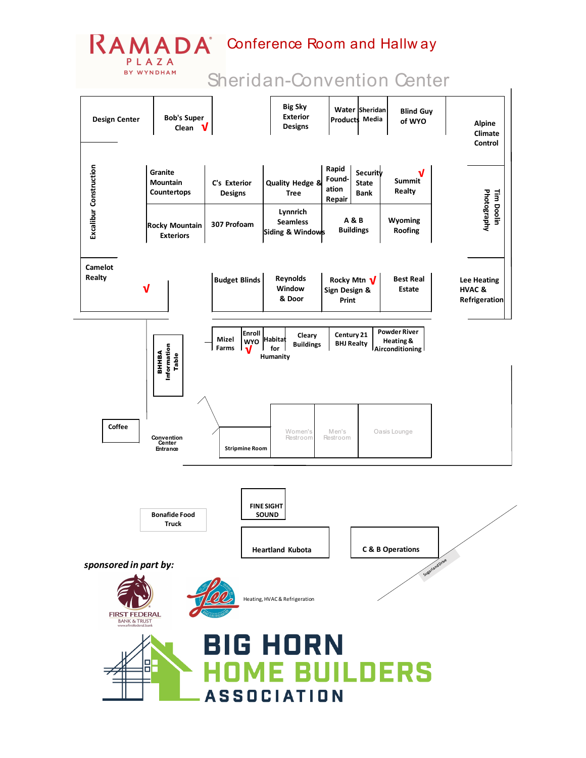# RAMADA PLAZA BY WYNDHAM

## Conference Room and Hallway

## Sheridan-Convention Center

Design Center

Bob's Super Clean √

Big Sky Exterior Designs

Water Products

Sheridan Media

Blind Guy of WYO

Alpine Climate Control

Excalibur Construction

Granite Mountain Countertops

C's Exterior Designs

Quality Hedge & Tree

Rapid Foundation Repair

Security State Bank

Summit Realty √

Tim Doolin Photography

Rocky Mountain Exteriors

307 Profoam

Lynnrich Seamless Siding & Windows

A & B Buildings

Wyoming Roofing

Camelot Realty √

Budget Blinds

Reynolds Window & Door

Rocky Mtn √ Sign Design & Print

Best Real Estate

Lee Heating HVAC & Refrigeration

BHHBA Information Table

Mizel Farms

Enroll WYO √

Habitat for Humanity

Cleary Buildings

Century 21 BHJ Realty

Powder River Heating & Airconditioning

Coffee

Convention Center Entrance

Stripmine Room

Women's Restroom

Men's Restroom

Oasis Lounge

FINE SIGHT SOUND

Bonafide Food Truck

Heartland Kubota

C & B Operations

Sugarland Drive

*sponsored in part by:*

FIRST FEDERAL BANK & TRUST www.efirstfederal.bank

Lee Heating, HVAC & Refrigeration

BIG HORN HOME BUILDERS ASSOCIATION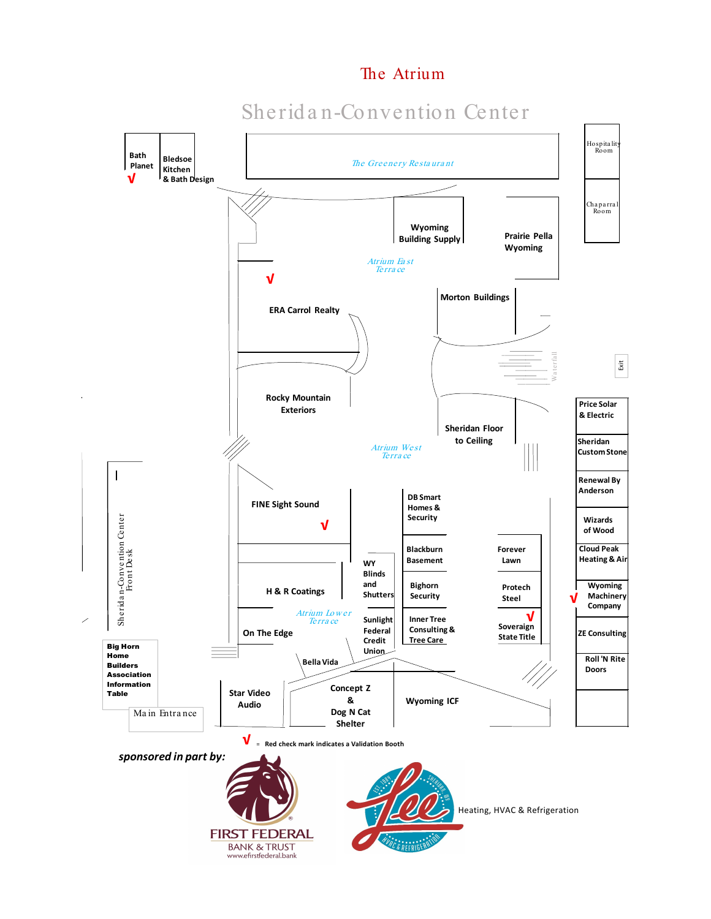# The Atrium

## Sheridan-Convention Center

Bath Planet √

Bledsoe Kitchen & Bath Design

*The Greenery Restaurant*

Hospitality Room

Chaparral Room

Wyoming Building Supply

Prairie Pella Wyoming

*Atrium East Terrace*

√

ERA Carrol Realty

Morton Buildings

Waterfall

Exit

Rocky Mountain Exteriors

Sheridan Floor to Ceiling

*Atrium West Terrace*

Price Solar & Electric

Sheridan Custom Stone

Renewal By Anderson

Wizards of Wood

Cloud Peak Heating & Air

√ Wyoming Machinery Company

ZE Consulting

Roll 'N Rite Doors

Sheridan-Convention Center Front Desk

FINE Sight Sound √

DB Smart Homes & Security

Blackburn Basement

Forever Lawn

WY Blinds and Shutters

Bighorn Security

Protech Steel

H & R Coatings

*Atrium Lower Terrace*

Sunlight Federal Credit Union

Inner Tree Consulting & Tree Care

√ Soveraign State Title

On The Edge

Bella Vida

Big Horn Home Builders Association Information Table

Main Entrance

Star Video Audio

Concept Z & Dog N Cat Shelter

Wyoming ICF

√ = Red check mark indicates a Validation Booth

***sponsored in part by:***

FIRST FEDERAL BANK & TRUST
www.efirstfederal.bank

Heating, HVAC & Refrigeration